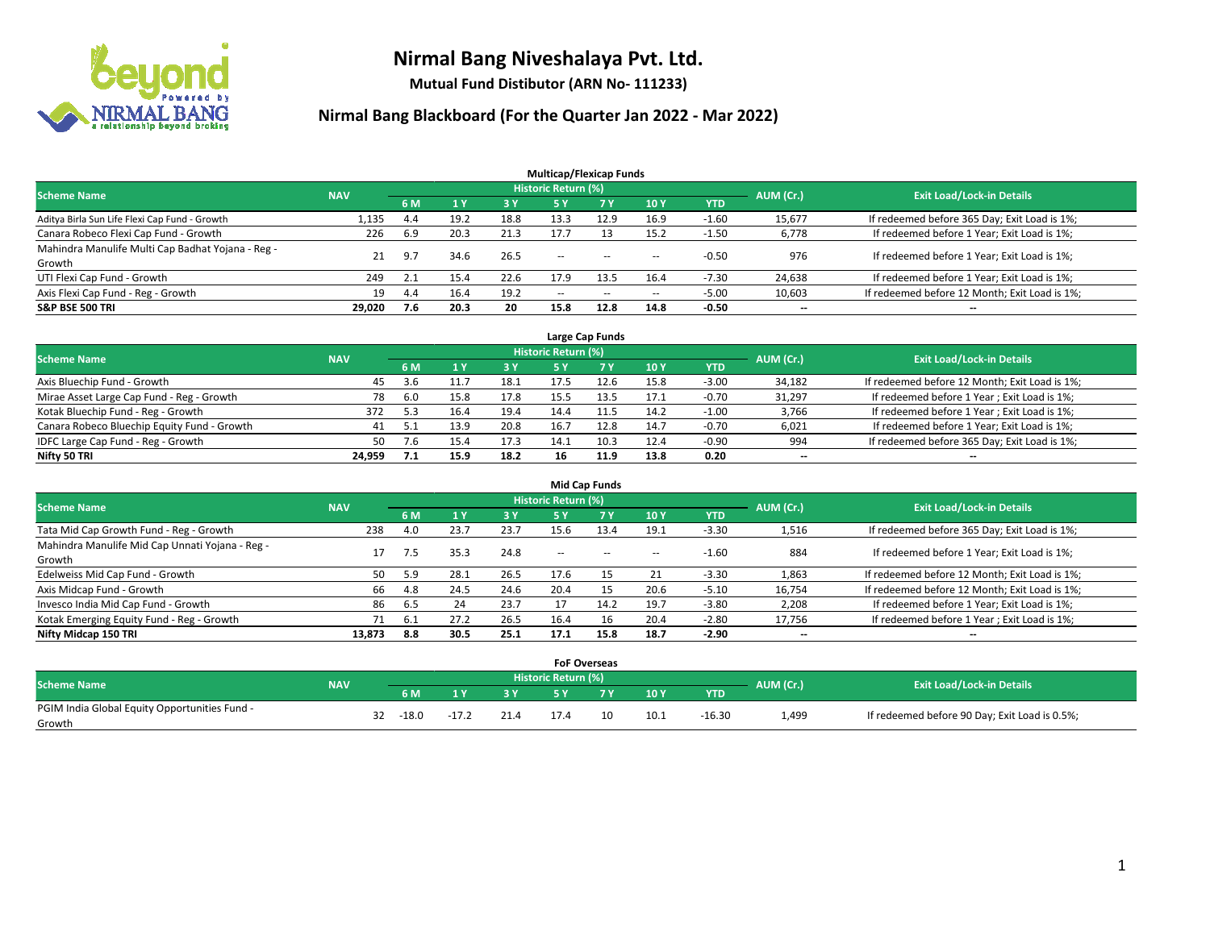# Nirmal Bang Niveshalaya Pvt. Ltd.

**Mutual Fund Distibutor (ARN No- 111233)**

## Nirmal Bang Blackboard (For the Quarter Jan 2022 - Mar 2022)

### Multicap/Flexicap Funds

| Scheme Name | NAV | Historic Return (%) | | | | | | | AUM (Cr.) | Exit Load/Lock-in Details |
|---|---|---|---|---|---|---|---|---|---|---|
| | | 6 M | 1 Y | 3 Y | 5 Y | 7 Y | 10 Y | YTD | | |
| Aditya Birla Sun Life Flexi Cap Fund - Growth | 1,135 | 4.4 | 19.2 | 18.8 | 13.3 | 12.9 | 16.9 | -1.60 | 15,677 | If redeemed before 365 Day; Exit Load is 1%; |
| Canara Robeco Flexi Cap Fund - Growth | 226 | 6.9 | 20.3 | 21.3 | 17.7 | 13 | 15.2 | -1.50 | 6,778 | If redeemed before 1 Year; Exit Load is 1%; |
| Mahindra Manulife Multi Cap Badhat Yojana - Reg - Growth | 21 | 9.7 | 34.6 | 26.5 | -- | -- | -- | -0.50 | 976 | If redeemed before 1 Year; Exit Load is 1%; |
| UTI Flexi Cap Fund - Growth | 249 | 2.1 | 15.4 | 22.6 | 17.9 | 13.5 | 16.4 | -7.30 | 24,638 | If redeemed before 1 Year; Exit Load is 1%; |
| Axis Flexi Cap Fund - Reg - Growth | 19 | 4.4 | 16.4 | 19.2 | -- | -- | -- | -5.00 | 10,603 | If redeemed before 12 Month; Exit Load is 1%; |
| **S&P BSE 500 TRI** | **29,020** | **7.6** | **20.3** | **20** | **15.8** | **12.8** | **14.8** | **-0.50** | **--** | **--** |

### Large Cap Funds

| Scheme Name | NAV | Historic Return (%) | | | | | | | AUM (Cr.) | Exit Load/Lock-in Details |
|---|---|---|---|---|---|---|---|---|---|---|
| | | 6 M | 1 Y | 3 Y | 5 Y | 7 Y | 10 Y | YTD | | |
| Axis Bluechip Fund - Growth | 45 | 3.6 | 11.7 | 18.1 | 17.5 | 12.6 | 15.8 | -3.00 | 34,182 | If redeemed before 12 Month; Exit Load is 1%; |
| Mirae Asset Large Cap Fund - Reg - Growth | 78 | 6.0 | 15.8 | 17.8 | 15.5 | 13.5 | 17.1 | -0.70 | 31,297 | If redeemed before 1 Year ; Exit Load is 1%; |
| Kotak Bluechip Fund - Reg - Growth | 372 | 5.3 | 16.4 | 19.4 | 14.4 | 11.5 | 14.2 | -1.00 | 3,766 | If redeemed before 1 Year ; Exit Load is 1%; |
| Canara Robeco Bluechip Equity Fund - Growth | 41 | 5.1 | 13.9 | 20.8 | 16.7 | 12.8 | 14.7 | -0.70 | 6,021 | If redeemed before 1 Year; Exit Load is 1%; |
| IDFC Large Cap Fund - Reg - Growth | 50 | 7.6 | 15.4 | 17.3 | 14.1 | 10.3 | 12.4 | -0.90 | 994 | If redeemed before 365 Day; Exit Load is 1%; |
| **Nifty 50 TRI** | **24,959** | **7.1** | **15.9** | **18.2** | **16** | **11.9** | **13.8** | **0.20** | **--** | **--** |

### Mid Cap Funds

| Scheme Name | NAV | Historic Return (%) | | | | | | | AUM (Cr.) | Exit Load/Lock-in Details |
|---|---|---|---|---|---|---|---|---|---|---|
| | | 6 M | 1 Y | 3 Y | 5 Y | 7 Y | 10 Y | YTD | | |
| Tata Mid Cap Growth Fund - Reg - Growth | 238 | 4.0 | 23.7 | 23.7 | 15.6 | 13.4 | 19.1 | -3.30 | 1,516 | If redeemed before 365 Day; Exit Load is 1%; |
| Mahindra Manulife Mid Cap Unnati Yojana - Reg - Growth | 17 | 7.5 | 35.3 | 24.8 | -- | -- | -- | -1.60 | 884 | If redeemed before 1 Year; Exit Load is 1%; |
| Edelweiss Mid Cap Fund - Growth | 50 | 5.9 | 28.1 | 26.5 | 17.6 | 15 | 21 | -3.30 | 1,863 | If redeemed before 12 Month; Exit Load is 1%; |
| Axis Midcap Fund - Growth | 66 | 4.8 | 24.5 | 24.6 | 20.4 | 15 | 20.6 | -5.10 | 16,754 | If redeemed before 12 Month; Exit Load is 1%; |
| Invesco India Mid Cap Fund - Growth | 86 | 6.5 | 24 | 23.7 | 17 | 14.2 | 19.7 | -3.80 | 2,208 | If redeemed before 1 Year; Exit Load is 1%; |
| Kotak Emerging Equity Fund - Reg - Growth | 71 | 6.1 | 27.2 | 26.5 | 16.4 | 16 | 20.4 | -2.80 | 17,756 | If redeemed before 1 Year ; Exit Load is 1%; |
| **Nifty Midcap 150 TRI** | **13,873** | **8.8** | **30.5** | **25.1** | **17.1** | **15.8** | **18.7** | **-2.90** | **--** | **--** |

### FoF Overseas

| Scheme Name | NAV | Historic Return (%) | | | | | | | AUM (Cr.) | Exit Load/Lock-in Details |
|---|---|---|---|---|---|---|---|---|---|---|
| | | 6 M | 1 Y | 3 Y | 5 Y | 7 Y | 10 Y | YTD | | |
| PGIM India Global Equity Opportunities Fund - Growth | 32 | -18.0 | -17.2 | 21.4 | 17.4 | 10 | 10.1 | -16.30 | 1,499 | If redeemed before 90 Day; Exit Load is 0.5%; |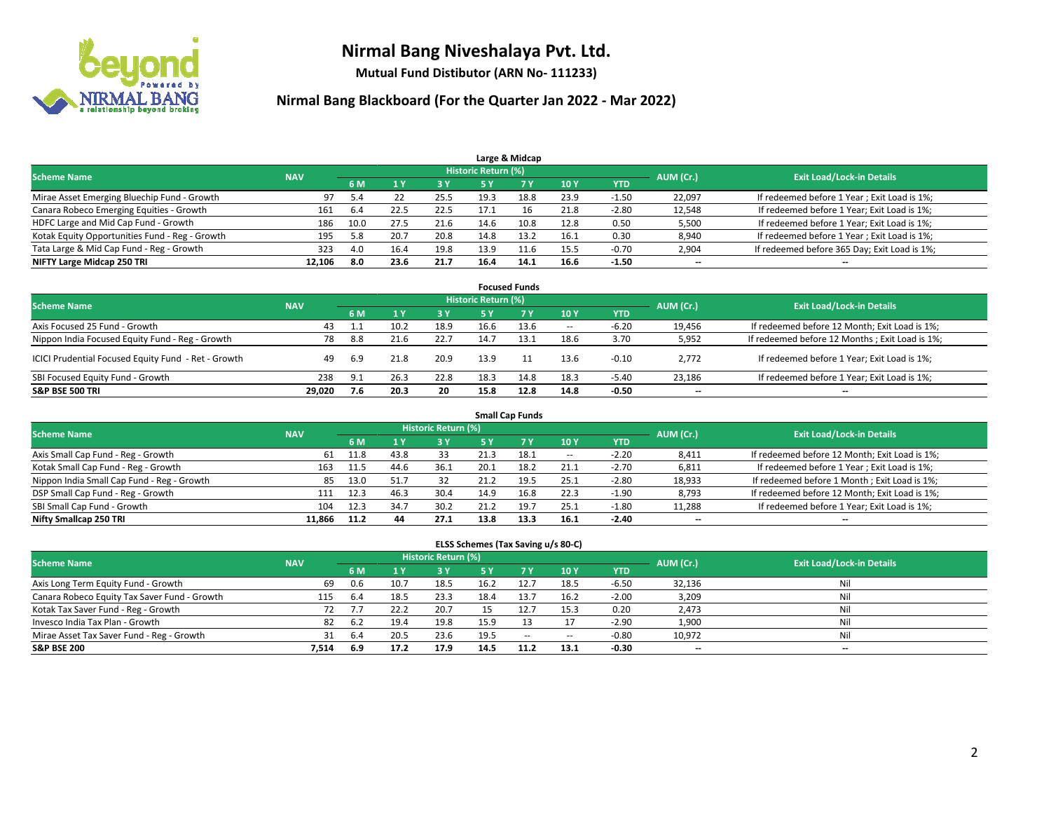# Nirmal Bang Niveshalaya Pvt. Ltd.

**Mutual Fund Distibutor (ARN No- 111233)**

## Nirmal Bang Blackboard (For the Quarter Jan 2022 - Mar 2022)

### Large & Midcap

| Scheme Name | NAV | Historic Return (%) | | | | | | | AUM (Cr.) | Exit Load/Lock-in Details |
|---|---|---|---|---|---|---|---|---|---|---|
| | | 6 M | 1 Y | 3 Y | 5 Y | 7 Y | 10 Y | YTD | | |
| Mirae Asset Emerging Bluechip Fund - Growth | 97 | 5.4 | 22 | 25.5 | 19.3 | 18.8 | 23.9 | -1.50 | 22,097 | If redeemed before 1 Year ; Exit Load is 1%; |
| Canara Robeco Emerging Equities - Growth | 161 | 6.4 | 22.5 | 22.5 | 17.1 | 16 | 21.8 | -2.80 | 12,548 | If redeemed before 1 Year; Exit Load is 1%; |
| HDFC Large and Mid Cap Fund - Growth | 186 | 10.0 | 27.5 | 21.6 | 14.6 | 10.8 | 12.8 | 0.50 | 5,500 | If redeemed before 1 Year; Exit Load is 1%; |
| Kotak Equity Opportunities Fund - Reg - Growth | 195 | 5.8 | 20.7 | 20.8 | 14.8 | 13.2 | 16.1 | 0.30 | 8,940 | If redeemed before 1 Year ; Exit Load is 1%; |
| Tata Large & Mid Cap Fund - Reg - Growth | 323 | 4.0 | 16.4 | 19.8 | 13.9 | 11.6 | 15.5 | -0.70 | 2,904 | If redeemed before 365 Day; Exit Load is 1%; |
| **NIFTY Large Midcap 250 TRI** | **12,106** | **8.0** | **23.6** | **21.7** | **16.4** | **14.1** | **16.6** | **-1.50** | **--** | **--** |

### Focused Funds

| Scheme Name | NAV | Historic Return (%) | | | | | | | AUM (Cr.) | Exit Load/Lock-in Details |
|---|---|---|---|---|---|---|---|---|---|---|
| | | 6 M | 1 Y | 3 Y | 5 Y | 7 Y | 10 Y | YTD | | |
| Axis Focused 25 Fund - Growth | 43 | 1.1 | 10.2 | 18.9 | 16.6 | 13.6 | -- | -6.20 | 19,456 | If redeemed before 12 Month; Exit Load is 1%; |
| Nippon India Focused Equity Fund - Reg - Growth | 78 | 8.8 | 21.6 | 22.7 | 14.7 | 13.1 | 18.6 | 3.70 | 5,952 | If redeemed before 12 Months ; Exit Load is 1%; |
| ICICI Prudential Focused Equity Fund - Ret - Growth | 49 | 6.9 | 21.8 | 20.9 | 13.9 | 11 | 13.6 | -0.10 | 2,772 | If redeemed before 1 Year; Exit Load is 1%; |
| SBI Focused Equity Fund - Growth | 238 | 9.1 | 26.3 | 22.8 | 18.3 | 14.8 | 18.3 | -5.40 | 23,186 | If redeemed before 1 Year; Exit Load is 1%; |
| **S&P BSE 500 TRI** | **29,020** | **7.6** | **20.3** | **20** | **15.8** | **12.8** | **14.8** | **-0.50** | **--** | **--** |

### Small Cap Funds

| Scheme Name | NAV | Historic Return (%) | | | | | | | AUM (Cr.) | Exit Load/Lock-in Details |
|---|---|---|---|---|---|---|---|---|---|---|
| | | 6 M | 1 Y | 3 Y | 5 Y | 7 Y | 10 Y | YTD | | |
| Axis Small Cap Fund - Reg - Growth | 61 | 11.8 | 43.8 | 33 | 21.3 | 18.1 | -- | -2.20 | 8,411 | If redeemed before 12 Month; Exit Load is 1%; |
| Kotak Small Cap Fund - Reg - Growth | 163 | 11.5 | 44.6 | 36.1 | 20.1 | 18.2 | 21.1 | -2.70 | 6,811 | If redeemed before 1 Year ; Exit Load is 1%; |
| Nippon India Small Cap Fund - Reg - Growth | 85 | 13.0 | 51.7 | 32 | 21.2 | 19.5 | 25.1 | -2.80 | 18,933 | If redeemed before 1 Month ; Exit Load is 1%; |
| DSP Small Cap Fund - Reg - Growth | 111 | 12.3 | 46.3 | 30.4 | 14.9 | 16.8 | 22.3 | -1.90 | 8,793 | If redeemed before 12 Month; Exit Load is 1%; |
| SBI Small Cap Fund - Growth | 104 | 12.3 | 34.7 | 30.2 | 21.2 | 19.7 | 25.1 | -1.80 | 11,288 | If redeemed before 1 Year; Exit Load is 1%; |
| **Nifty Smallcap 250 TRI** | **11,866** | **11.2** | **44** | **27.1** | **13.8** | **13.3** | **16.1** | **-2.40** | **--** | **--** |

### ELSS Schemes (Tax Saving u/s 80-C)

| Scheme Name | NAV | Historic Return (%) | | | | | | | AUM (Cr.) | Exit Load/Lock-in Details |
|---|---|---|---|---|---|---|---|---|---|---|
| | | 6 M | 1 Y | 3 Y | 5 Y | 7 Y | 10 Y | YTD | | |
| Axis Long Term Equity Fund - Growth | 69 | 0.6 | 10.7 | 18.5 | 16.2 | 12.7 | 18.5 | -6.50 | 32,136 | Nil |
| Canara Robeco Equity Tax Saver Fund - Growth | 115 | 6.4 | 18.5 | 23.3 | 18.4 | 13.7 | 16.2 | -2.00 | 3,209 | Nil |
| Kotak Tax Saver Fund - Reg - Growth | 72 | 7.7 | 22.2 | 20.7 | 15 | 12.7 | 15.3 | 0.20 | 2,473 | Nil |
| Invesco India Tax Plan - Growth | 82 | 6.2 | 19.4 | 19.8 | 15.9 | 13 | 17 | -2.90 | 1,900 | Nil |
| Mirae Asset Tax Saver Fund - Reg - Growth | 31 | 6.4 | 20.5 | 23.6 | 19.5 | -- | -- | -0.80 | 10,972 | Nil |
| **S&P BSE 200** | **7,514** | **6.9** | **17.2** | **17.9** | **14.5** | **11.2** | **13.1** | **-0.30** | **--** | **--** |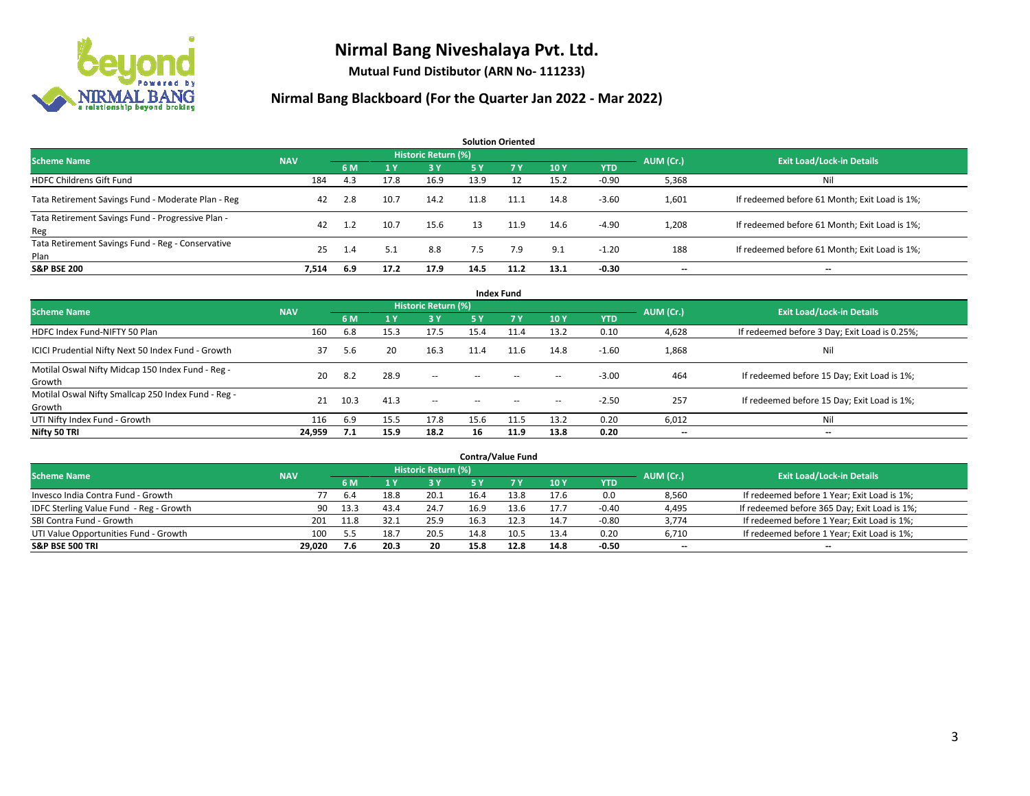# Nirmal Bang Niveshalaya Pvt. Ltd.

**Mutual Fund Distibutor (ARN No- 111233)**

## Nirmal Bang Blackboard (For the Quarter Jan 2022 - Mar 2022)

### Solution Oriented

| Scheme Name | NAV | Historic Return (%) | | | | | | | AUM (Cr.) | Exit Load/Lock-in Details |
|---|---|---|---|---|---|---|---|---|---|---|
| | | 6 M | 1 Y | 3 Y | 5 Y | 7 Y | 10 Y | YTD | | |
| HDFC Childrens Gift Fund | 184 | 4.3 | 17.8 | 16.9 | 13.9 | 12 | 15.2 | -0.90 | 5,368 | Nil |
| Tata Retirement Savings Fund - Moderate Plan - Reg | 42 | 2.8 | 10.7 | 14.2 | 11.8 | 11.1 | 14.8 | -3.60 | 1,601 | If redeemed before 61 Month; Exit Load is 1%; |
| Tata Retirement Savings Fund - Progressive Plan - Reg | 42 | 1.2 | 10.7 | 15.6 | 13 | 11.9 | 14.6 | -4.90 | 1,208 | If redeemed before 61 Month; Exit Load is 1%; |
| Tata Retirement Savings Fund - Reg - Conservative Plan | 25 | 1.4 | 5.1 | 8.8 | 7.5 | 7.9 | 9.1 | -1.20 | 188 | If redeemed before 61 Month; Exit Load is 1%; |
| **S&P BSE 200** | **7,514** | **6.9** | **17.2** | **17.9** | **14.5** | **11.2** | **13.1** | **-0.30** | **--** | **--** |

### Index Fund

| Scheme Name | NAV | Historic Return (%) | | | | | | | AUM (Cr.) | Exit Load/Lock-in Details |
|---|---|---|---|---|---|---|---|---|---|---|
| | | 6 M | 1 Y | 3 Y | 5 Y | 7 Y | 10 Y | YTD | | |
| HDFC Index Fund-NIFTY 50 Plan | 160 | 6.8 | 15.3 | 17.5 | 15.4 | 11.4 | 13.2 | 0.10 | 4,628 | If redeemed before 3 Day; Exit Load is 0.25%; |
| ICICI Prudential Nifty Next 50 Index Fund - Growth | 37 | 5.6 | 20 | 16.3 | 11.4 | 11.6 | 14.8 | -1.60 | 1,868 | Nil |
| Motilal Oswal Nifty Midcap 150 Index Fund - Reg - Growth | 20 | 8.2 | 28.9 | -- | -- | -- | -- | -3.00 | 464 | If redeemed before 15 Day; Exit Load is 1%; |
| Motilal Oswal Nifty Smallcap 250 Index Fund - Reg - Growth | 21 | 10.3 | 41.3 | -- | -- | -- | -- | -2.50 | 257 | If redeemed before 15 Day; Exit Load is 1%; |
| UTI Nifty Index Fund - Growth | 116 | 6.9 | 15.5 | 17.8 | 15.6 | 11.5 | 13.2 | 0.20 | 6,012 | Nil |
| **Nifty 50 TRI** | **24,959** | **7.1** | **15.9** | **18.2** | **16** | **11.9** | **13.8** | **0.20** | **--** | **--** |

### Contra/Value Fund

| Scheme Name | NAV | Historic Return (%) | | | | | | | AUM (Cr.) | Exit Load/Lock-in Details |
|---|---|---|---|---|---|---|---|---|---|---|
| | | 6 M | 1 Y | 3 Y | 5 Y | 7 Y | 10 Y | YTD | | |
| Invesco India Contra Fund - Growth | 77 | 6.4 | 18.8 | 20.1 | 16.4 | 13.8 | 17.6 | 0.0 | 8,560 | If redeemed before 1 Year; Exit Load is 1%; |
| IDFC Sterling Value Fund - Reg - Growth | 90 | 13.3 | 43.4 | 24.7 | 16.9 | 13.6 | 17.7 | -0.40 | 4,495 | If redeemed before 365 Day; Exit Load is 1%; |
| SBI Contra Fund - Growth | 201 | 11.8 | 32.1 | 25.9 | 16.3 | 12.3 | 14.7 | -0.80 | 3,774 | If redeemed before 1 Year; Exit Load is 1%; |
| UTI Value Opportunities Fund - Growth | 100 | 5.5 | 18.7 | 20.5 | 14.8 | 10.5 | 13.4 | 0.20 | 6,710 | If redeemed before 1 Year; Exit Load is 1%; |
| **S&P BSE 500 TRI** | **29,020** | **7.6** | **20.3** | **20** | **15.8** | **12.8** | **14.8** | **-0.50** | **--** | **--** |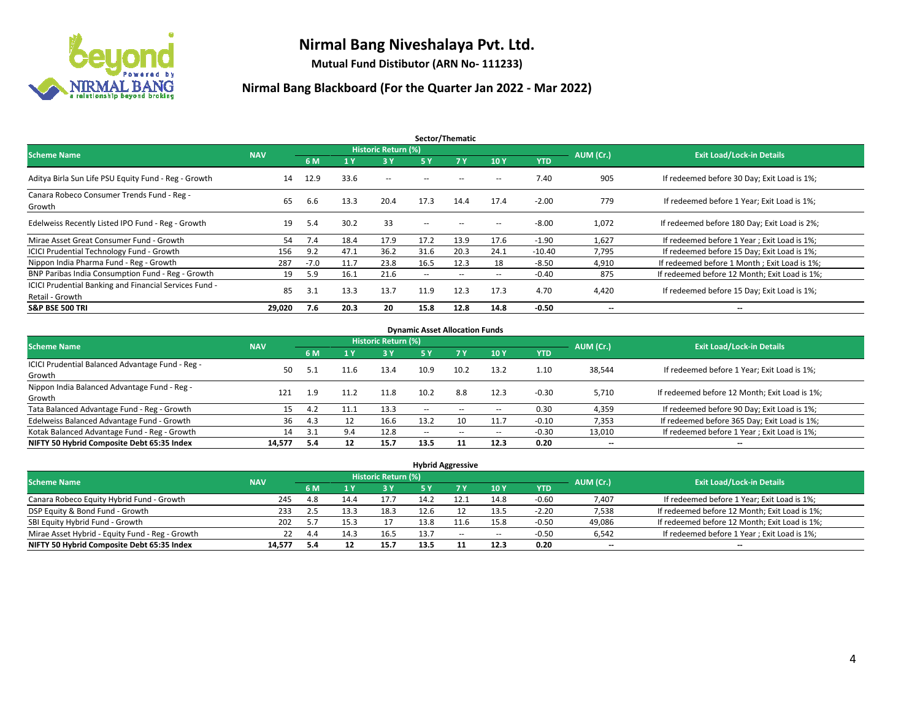# Nirmal Bang Niveshalaya Pvt. Ltd.

**Mutual Fund Distibutor (ARN No- 111233)**

## Nirmal Bang Blackboard (For the Quarter Jan 2022 - Mar 2022)

### Sector/Thematic

| Scheme Name | NAV | Historic Return (%) | | | | | | | AUM (Cr.) | Exit Load/Lock-in Details |
|---|---|---|---|---|---|---|---|---|---|---|
| | | 6 M | 1 Y | 3 Y | 5 Y | 7 Y | 10 Y | YTD | | |
| Aditya Birla Sun Life PSU Equity Fund - Reg - Growth | 14 | 12.9 | 33.6 | -- | -- | -- | -- | 7.40 | 905 | If redeemed before 30 Day; Exit Load is 1%; |
| Canara Robeco Consumer Trends Fund - Reg - Growth | 65 | 6.6 | 13.3 | 20.4 | 17.3 | 14.4 | 17.4 | -2.00 | 779 | If redeemed before 1 Year; Exit Load is 1%; |
| Edelweiss Recently Listed IPO Fund - Reg - Growth | 19 | 5.4 | 30.2 | 33 | -- | -- | -- | -8.00 | 1,072 | If redeemed before 180 Day; Exit Load is 2%; |
| Mirae Asset Great Consumer Fund - Growth | 54 | 7.4 | 18.4 | 17.9 | 17.2 | 13.9 | 17.6 | -1.90 | 1,627 | If redeemed before 1 Year ; Exit Load is 1%; |
| ICICI Prudential Technology Fund - Growth | 156 | 9.2 | 47.1 | 36.2 | 31.6 | 20.3 | 24.1 | -10.40 | 7,795 | If redeemed before 15 Day; Exit Load is 1%; |
| Nippon India Pharma Fund - Reg - Growth | 287 | -7.0 | 11.7 | 23.8 | 16.5 | 12.3 | 18 | -8.50 | 4,910 | If redeemed before 1 Month ; Exit Load is 1%; |
| BNP Paribas India Consumption Fund - Reg - Growth | 19 | 5.9 | 16.1 | 21.6 | -- | -- | -- | -0.40 | 875 | If redeemed before 12 Month; Exit Load is 1%; |
| ICICI Prudential Banking and Financial Services Fund - Retail - Growth | 85 | 3.1 | 13.3 | 13.7 | 11.9 | 12.3 | 17.3 | 4.70 | 4,420 | If redeemed before 15 Day; Exit Load is 1%; |
| **S&P BSE 500 TRI** | **29,020** | **7.6** | **20.3** | **20** | **15.8** | **12.8** | **14.8** | **-0.50** | **--** | **--** |

### Dynamic Asset Allocation Funds

| Scheme Name | NAV | Historic Return (%) | | | | | | | AUM (Cr.) | Exit Load/Lock-in Details |
|---|---|---|---|---|---|---|---|---|---|---|
| | | 6 M | 1 Y | 3 Y | 5 Y | 7 Y | 10 Y | YTD | | |
| ICICI Prudential Balanced Advantage Fund - Reg - Growth | 50 | 5.1 | 11.6 | 13.4 | 10.9 | 10.2 | 13.2 | 1.10 | 38,544 | If redeemed before 1 Year; Exit Load is 1%; |
| Nippon India Balanced Advantage Fund - Reg - Growth | 121 | 1.9 | 11.2 | 11.8 | 10.2 | 8.8 | 12.3 | -0.30 | 5,710 | If redeemed before 12 Month; Exit Load is 1%; |
| Tata Balanced Advantage Fund - Reg - Growth | 15 | 4.2 | 11.1 | 13.3 | -- | -- | -- | 0.30 | 4,359 | If redeemed before 90 Day; Exit Load is 1%; |
| Edelweiss Balanced Advantage Fund - Growth | 36 | 4.3 | 12 | 16.6 | 13.2 | 10 | 11.7 | -0.10 | 7,353 | If redeemed before 365 Day; Exit Load is 1%; |
| Kotak Balanced Advantage Fund - Reg - Growth | 14 | 3.1 | 9.4 | 12.8 | -- | -- | -- | -0.30 | 13,010 | If redeemed before 1 Year ; Exit Load is 1%; |
| **NIFTY 50 Hybrid Composite Debt 65:35 Index** | **14,577** | **5.4** | **12** | **15.7** | **13.5** | **11** | **12.3** | **0.20** | **--** | **--** |

### Hybrid Aggressive

| Scheme Name | NAV | Historic Return (%) | | | | | | | AUM (Cr.) | Exit Load/Lock-in Details |
|---|---|---|---|---|---|---|---|---|---|---|
| | | 6 M | 1 Y | 3 Y | 5 Y | 7 Y | 10 Y | YTD | | |
| Canara Robeco Equity Hybrid Fund - Growth | 245 | 4.8 | 14.4 | 17.7 | 14.2 | 12.1 | 14.8 | -0.60 | 7,407 | If redeemed before 1 Year; Exit Load is 1%; |
| DSP Equity & Bond Fund - Growth | 233 | 2.5 | 13.3 | 18.3 | 12.6 | 12 | 13.5 | -2.20 | 7,538 | If redeemed before 12 Month; Exit Load is 1%; |
| SBI Equity Hybrid Fund - Growth | 202 | 5.7 | 15.3 | 17 | 13.8 | 11.6 | 15.8 | -0.50 | 49,086 | If redeemed before 12 Month; Exit Load is 1%; |
| Mirae Asset Hybrid - Equity Fund - Reg - Growth | 22 | 4.4 | 14.3 | 16.5 | 13.7 | -- | -- | -0.50 | 6,542 | If redeemed before 1 Year ; Exit Load is 1%; |
| **NIFTY 50 Hybrid Composite Debt 65:35 Index** | **14,577** | **5.4** | **12** | **15.7** | **13.5** | **11** | **12.3** | **0.20** | **--** | **--** |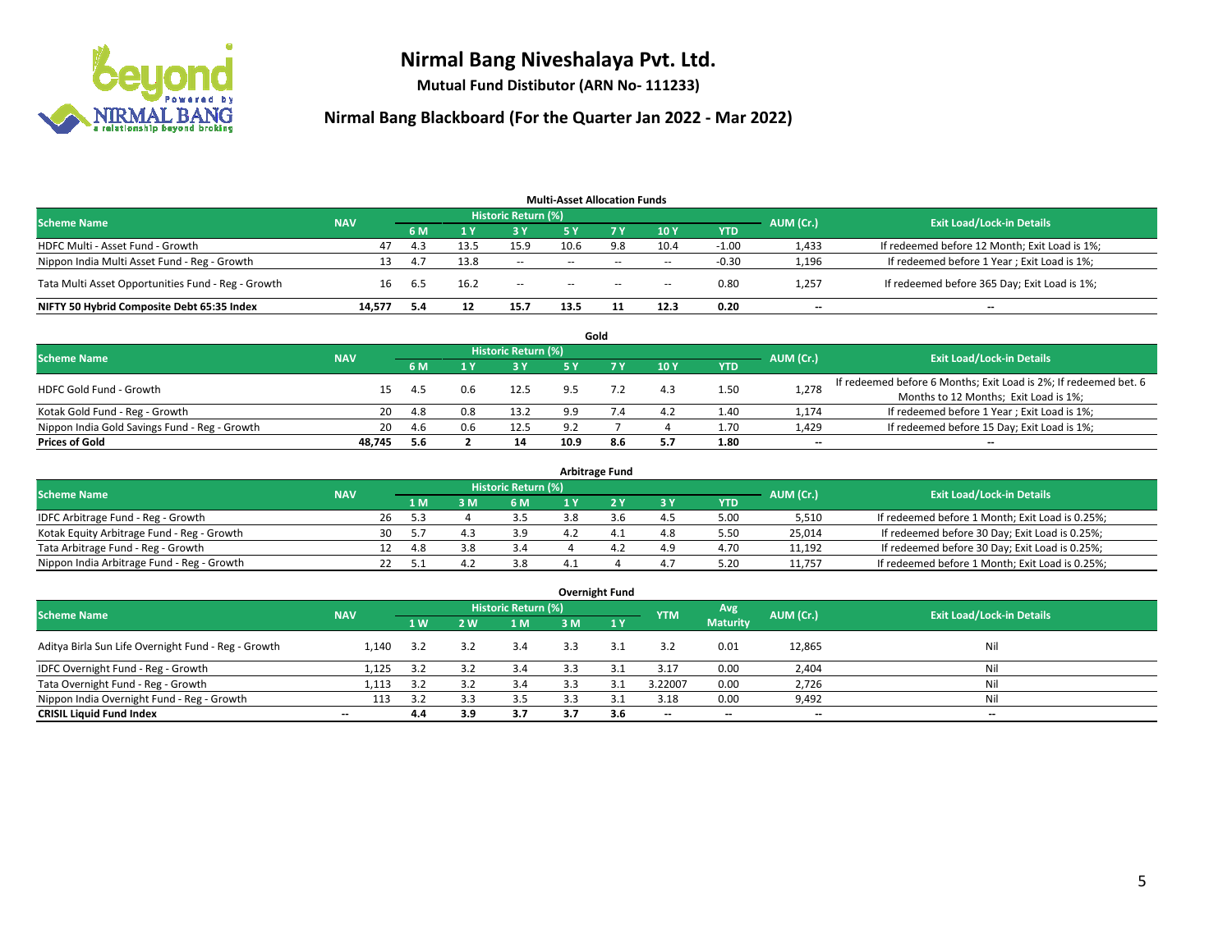# Nirmal Bang Niveshalaya Pvt. Ltd.

**Mutual Fund Distibutor (ARN No- 111233)**

## Nirmal Bang Blackboard (For the Quarter Jan 2022 - Mar 2022)

### Multi-Asset Allocation Funds

| Scheme Name | NAV | Historic Return (%) | | | | | | | AUM (Cr.) | Exit Load/Lock-in Details |
|---|---|---|---|---|---|---|---|---|---|---|
| | | 6 M | 1 Y | 3 Y | 5 Y | 7 Y | 10 Y | YTD | | |
| HDFC Multi - Asset Fund - Growth | 47 | 4.3 | 13.5 | 15.9 | 10.6 | 9.8 | 10.4 | -1.00 | 1,433 | If redeemed before 12 Month; Exit Load is 1%; |
| Nippon India Multi Asset Fund - Reg - Growth | 13 | 4.7 | 13.8 | -- | -- | -- | -- | -0.30 | 1,196 | If redeemed before 1 Year ; Exit Load is 1%; |
| Tata Multi Asset Opportunities Fund - Reg - Growth | 16 | 6.5 | 16.2 | -- | -- | -- | -- | 0.80 | 1,257 | If redeemed before 365 Day; Exit Load is 1%; |
| **NIFTY 50 Hybrid Composite Debt 65:35 Index** | **14,577** | **5.4** | **12** | **15.7** | **13.5** | **11** | **12.3** | **0.20** | **--** | **--** |

### Gold

| Scheme Name | NAV | Historic Return (%) | | | | | | | AUM (Cr.) | Exit Load/Lock-in Details |
|---|---|---|---|---|---|---|---|---|---|---|
| | | 6 M | 1 Y | 3 Y | 5 Y | 7 Y | 10 Y | YTD | | |
| HDFC Gold Fund - Growth | 15 | 4.5 | 0.6 | 12.5 | 9.5 | 7.2 | 4.3 | 1.50 | 1,278 | If redeemed before 6 Months; Exit Load is 2%; If redeemed bet. 6 Months to 12 Months; Exit Load is 1%; |
| Kotak Gold Fund - Reg - Growth | 20 | 4.8 | 0.8 | 13.2 | 9.9 | 7.4 | 4.2 | 1.40 | 1,174 | If redeemed before 1 Year ; Exit Load is 1%; |
| Nippon India Gold Savings Fund - Reg - Growth | 20 | 4.6 | 0.6 | 12.5 | 9.2 | 7 | 4 | 1.70 | 1,429 | If redeemed before 15 Day; Exit Load is 1%; |
| **Prices of Gold** | **48,745** | **5.6** | **2** | **14** | **10.9** | **8.6** | **5.7** | **1.80** | **--** | **--** |

### Arbitrage Fund

| Scheme Name | NAV | Historic Return (%) | | | | | | | AUM (Cr.) | Exit Load/Lock-in Details |
|---|---|---|---|---|---|---|---|---|---|---|
| | | 1 M | 3 M | 6 M | 1 Y | 2 Y | 3 Y | YTD | | |
| IDFC Arbitrage Fund - Reg - Growth | 26 | 5.3 | 4 | 3.5 | 3.8 | 3.6 | 4.5 | 5.00 | 5,510 | If redeemed before 1 Month; Exit Load is 0.25%; |
| Kotak Equity Arbitrage Fund - Reg - Growth | 30 | 5.7 | 4.3 | 3.9 | 4.2 | 4.1 | 4.8 | 5.50 | 25,014 | If redeemed before 30 Day; Exit Load is 0.25%; |
| Tata Arbitrage Fund - Reg - Growth | 12 | 4.8 | 3.8 | 3.4 | 4 | 4.2 | 4.9 | 4.70 | 11,192 | If redeemed before 30 Day; Exit Load is 0.25%; |
| Nippon India Arbitrage Fund - Reg - Growth | 22 | 5.1 | 4.2 | 3.8 | 4.1 | 4 | 4.7 | 5.20 | 11,757 | If redeemed before 1 Month; Exit Load is 0.25%; |

### Overnight Fund

| Scheme Name | NAV | Historic Return (%) | | | | | YTM | Avg Maturity | AUM (Cr.) | Exit Load/Lock-in Details |
|---|---|---|---|---|---|---|---|---|---|---|
| | | 1 W | 2 W | 1 M | 3 M | 1 Y | | | | |
| Aditya Birla Sun Life Overnight Fund - Reg - Growth | 1,140 | 3.2 | 3.2 | 3.4 | 3.3 | 3.1 | 3.2 | 0.01 | 12,865 | Nil |
| IDFC Overnight Fund - Reg - Growth | 1,125 | 3.2 | 3.2 | 3.4 | 3.3 | 3.1 | 3.17 | 0.00 | 2,404 | Nil |
| Tata Overnight Fund - Reg - Growth | 1,113 | 3.2 | 3.2 | 3.4 | 3.3 | 3.1 | 3.22007 | 0.00 | 2,726 | Nil |
| Nippon India Overnight Fund - Reg - Growth | 113 | 3.2 | 3.3 | 3.5 | 3.3 | 3.1 | 3.18 | 0.00 | 9,492 | Nil |
| **CRISIL Liquid Fund Index** | **--** | **4.4** | **3.9** | **3.7** | **3.7** | **3.6** | **--** | **--** | **--** | **--** |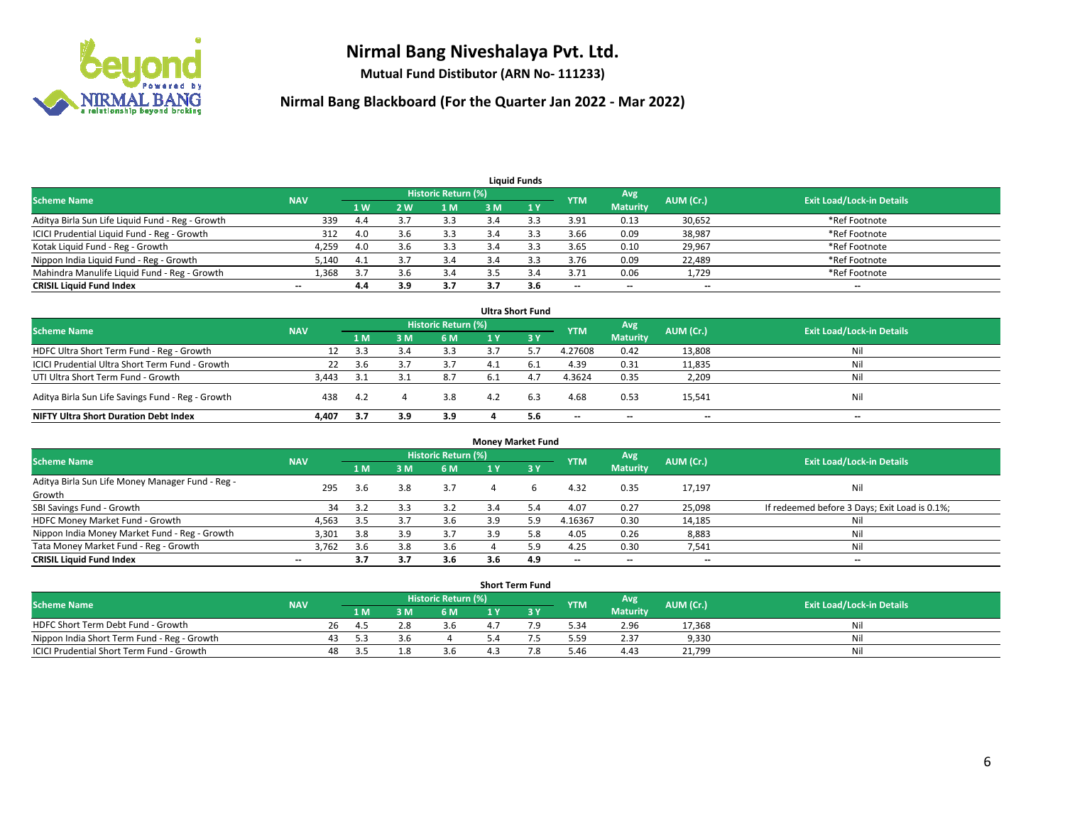# Nirmal Bang Niveshalaya Pvt. Ltd.

**Mutual Fund Distibutor (ARN No- 111233)**

## Nirmal Bang Blackboard (For the Quarter Jan 2022 - Mar 2022)

### Liquid Funds

| Scheme Name | NAV | Historic Return (%) | | | | | YTM | Avg Maturity | AUM (Cr.) | Exit Load/Lock-in Details |
|---|---|---|---|---|---|---|---|---|---|---|
| | | 1 W | 2 W | 1 M | 3 M | 1 Y | | | | |
| Aditya Birla Sun Life Liquid Fund - Reg - Growth | 339 | 4.4 | 3.7 | 3.3 | 3.4 | 3.3 | 3.91 | 0.13 | 30,652 | *Ref Footnote |
| ICICI Prudential Liquid Fund - Reg - Growth | 312 | 4.0 | 3.6 | 3.3 | 3.4 | 3.3 | 3.66 | 0.09 | 38,987 | *Ref Footnote |
| Kotak Liquid Fund - Reg - Growth | 4,259 | 4.0 | 3.6 | 3.3 | 3.4 | 3.3 | 3.65 | 0.10 | 29,967 | *Ref Footnote |
| Nippon India Liquid Fund - Reg - Growth | 5,140 | 4.1 | 3.7 | 3.4 | 3.4 | 3.3 | 3.76 | 0.09 | 22,489 | *Ref Footnote |
| Mahindra Manulife Liquid Fund - Reg - Growth | 1,368 | 3.7 | 3.6 | 3.4 | 3.5 | 3.4 | 3.71 | 0.06 | 1,729 | *Ref Footnote |
| **CRISIL Liquid Fund Index** | -- | **4.4** | **3.9** | **3.7** | **3.7** | **3.6** | -- | -- | -- | -- |

### Ultra Short Fund

| Scheme Name | NAV | Historic Return (%) | | | | | YTM | Avg Maturity | AUM (Cr.) | Exit Load/Lock-in Details |
|---|---|---|---|---|---|---|---|---|---|---|
| | | 1 M | 3 M | 6 M | 1 Y | 3 Y | | | | |
| HDFC Ultra Short Term Fund - Reg - Growth | 12 | 3.3 | 3.4 | 3.3 | 3.7 | 5.7 | 4.27608 | 0.42 | 13,808 | Nil |
| ICICI Prudential Ultra Short Term Fund - Growth | 22 | 3.6 | 3.7 | 3.7 | 4.1 | 6.1 | 4.39 | 0.31 | 11,835 | Nil |
| UTI Ultra Short Term Fund - Growth | 3,443 | 3.1 | 3.1 | 8.7 | 6.1 | 4.7 | 4.3624 | 0.35 | 2,209 | Nil |
| Aditya Birla Sun Life Savings Fund - Reg - Growth | 438 | 4.2 | 4 | 3.8 | 4.2 | 6.3 | 4.68 | 0.53 | 15,541 | Nil |
| **NIFTY Ultra Short Duration Debt Index** | **4,407** | **3.7** | **3.9** | **3.9** | **4** | **5.6** | -- | -- | -- | -- |

### Money Market Fund

| Scheme Name | NAV | Historic Return (%) | | | | | YTM | Avg Maturity | AUM (Cr.) | Exit Load/Lock-in Details |
|---|---|---|---|---|---|---|---|---|---|---|
| | | 1 M | 3 M | 6 M | 1 Y | 3 Y | | | | |
| Aditya Birla Sun Life Money Manager Fund - Reg - Growth | 295 | 3.6 | 3.8 | 3.7 | 4 | 6 | 4.32 | 0.35 | 17,197 | Nil |
| SBI Savings Fund - Growth | 34 | 3.2 | 3.3 | 3.2 | 3.4 | 5.4 | 4.07 | 0.27 | 25,098 | If redeemed before 3 Days; Exit Load is 0.1%; |
| HDFC Money Market Fund - Growth | 4,563 | 3.5 | 3.7 | 3.6 | 3.9 | 5.9 | 4.16367 | 0.30 | 14,185 | Nil |
| Nippon India Money Market Fund - Reg - Growth | 3,301 | 3.8 | 3.9 | 3.7 | 3.9 | 5.8 | 4.05 | 0.26 | 8,883 | Nil |
| Tata Money Market Fund - Reg - Growth | 3,762 | 3.6 | 3.8 | 3.6 | 4 | 5.9 | 4.25 | 0.30 | 7,541 | Nil |
| **CRISIL Liquid Fund Index** | -- | **3.7** | **3.7** | **3.6** | **3.6** | **4.9** | -- | -- | -- | -- |

### Short Term Fund

| Scheme Name | NAV | Historic Return (%) | | | | | YTM | Avg Maturity | AUM (Cr.) | Exit Load/Lock-in Details |
|---|---|---|---|---|---|---|---|---|---|---|
| | | 1 M | 3 M | 6 M | 1 Y | 3 Y | | | | |
| HDFC Short Term Debt Fund - Growth | 26 | 4.5 | 2.8 | 3.6 | 4.7 | 7.9 | 5.34 | 2.96 | 17,368 | Nil |
| Nippon India Short Term Fund - Reg - Growth | 43 | 5.3 | 3.6 | 4 | 5.4 | 7.5 | 5.59 | 2.37 | 9,330 | Nil |
| ICICI Prudential Short Term Fund - Growth | 48 | 3.5 | 1.8 | 3.6 | 4.3 | 7.8 | 5.46 | 4.43 | 21,799 | Nil |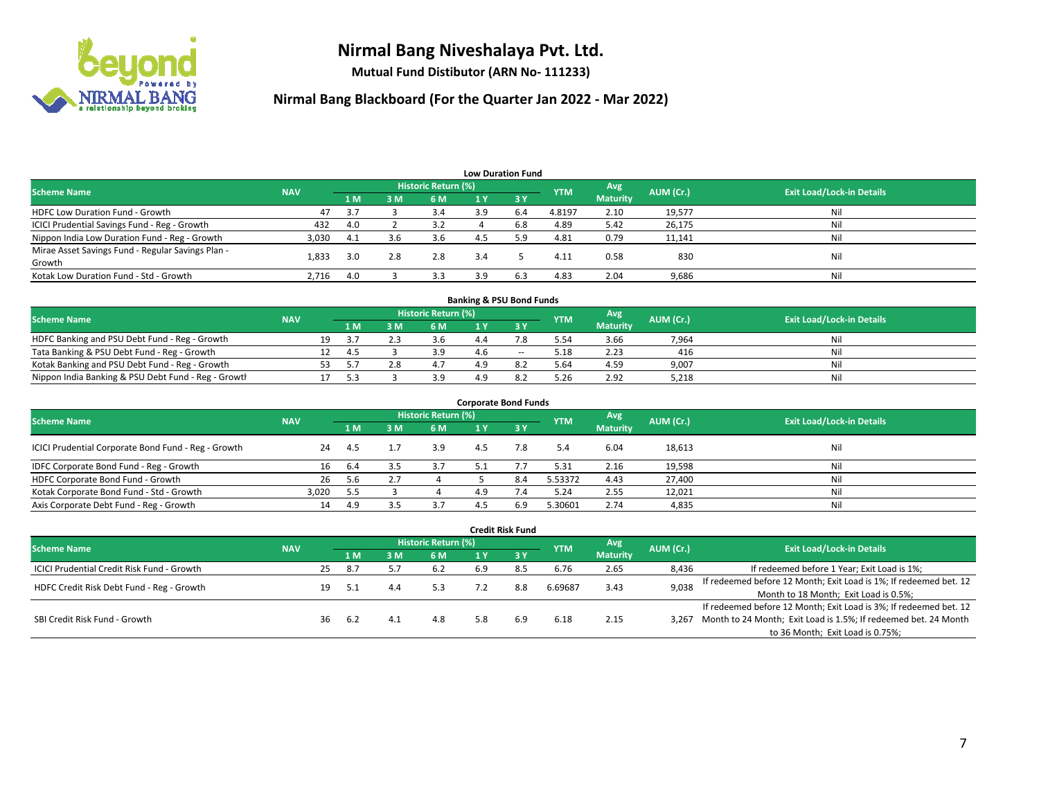# Nirmal Bang Niveshalaya Pvt. Ltd.

**Mutual Fund Distibutor (ARN No- 111233)**

## Nirmal Bang Blackboard (For the Quarter Jan 2022 - Mar 2022)

### Low Duration Fund

| Scheme Name | NAV | Historic Return (%) | | | | | YTM | Avg Maturity | AUM (Cr.) | Exit Load/Lock-in Details |
|---|---|---|---|---|---|---|---|---|---|---|
| | | 1 M | 3 M | 6 M | 1 Y | 3 Y | | | | |
| HDFC Low Duration Fund - Growth | 47 | 3.7 | 3 | 3.4 | 3.9 | 6.4 | 4.8197 | 2.10 | 19,577 | Nil |
| ICICI Prudential Savings Fund - Reg - Growth | 432 | 4.0 | 2 | 3.2 | 4 | 6.8 | 4.89 | 5.42 | 26,175 | Nil |
| Nippon India Low Duration Fund - Reg - Growth | 3,030 | 4.1 | 3.6 | 3.6 | 4.5 | 5.9 | 4.81 | 0.79 | 11,141 | Nil |
| Mirae Asset Savings Fund - Regular Savings Plan - Growth | 1,833 | 3.0 | 2.8 | 2.8 | 3.4 | 5 | 4.11 | 0.58 | 830 | Nil |
| Kotak Low Duration Fund - Std - Growth | 2,716 | 4.0 | 3 | 3.3 | 3.9 | 6.3 | 4.83 | 2.04 | 9,686 | Nil |

### Banking & PSU Bond Funds

| Scheme Name | NAV | Historic Return (%) | | | | | YTM | Avg Maturity | AUM (Cr.) | Exit Load/Lock-in Details |
|---|---|---|---|---|---|---|---|---|---|---|
| | | 1 M | 3 M | 6 M | 1 Y | 3 Y | | | | |
| HDFC Banking and PSU Debt Fund - Reg - Growth | 19 | 3.7 | 2.3 | 3.6 | 4.4 | 7.8 | 5.54 | 3.66 | 7,964 | Nil |
| Tata Banking & PSU Debt Fund - Reg - Growth | 12 | 4.5 | 3 | 3.9 | 4.6 | -- | 5.18 | 2.23 | 416 | Nil |
| Kotak Banking and PSU Debt Fund - Reg - Growth | 53 | 5.7 | 2.8 | 4.7 | 4.9 | 8.2 | 5.64 | 4.59 | 9,007 | Nil |
| Nippon India Banking & PSU Debt Fund - Reg - Growth | 17 | 5.3 | 3 | 3.9 | 4.9 | 8.2 | 5.26 | 2.92 | 5,218 | Nil |

### Corporate Bond Funds

| Scheme Name | NAV | Historic Return (%) | | | | | YTM | Avg Maturity | AUM (Cr.) | Exit Load/Lock-in Details |
|---|---|---|---|---|---|---|---|---|---|---|
| | | 1 M | 3 M | 6 M | 1 Y | 3 Y | | | | |
| ICICI Prudential Corporate Bond Fund - Reg - Growth | 24 | 4.5 | 1.7 | 3.9 | 4.5 | 7.8 | 5.4 | 6.04 | 18,613 | Nil |
| IDFC Corporate Bond Fund - Reg - Growth | 16 | 6.4 | 3.5 | 3.7 | 5.1 | 7.7 | 5.31 | 2.16 | 19,598 | Nil |
| HDFC Corporate Bond Fund - Growth | 26 | 5.6 | 2.7 | 4 | 5 | 8.4 | 5.53372 | 4.43 | 27,400 | Nil |
| Kotak Corporate Bond Fund - Std - Growth | 3,020 | 5.5 | 3 | 4 | 4.9 | 7.4 | 5.24 | 2.55 | 12,021 | Nil |
| Axis Corporate Debt Fund - Reg - Growth | 14 | 4.9 | 3.5 | 3.7 | 4.5 | 6.9 | 5.30601 | 2.74 | 4,835 | Nil |

### Credit Risk Fund

| Scheme Name | NAV | Historic Return (%) | | | | | YTM | Avg Maturity | AUM (Cr.) | Exit Load/Lock-in Details |
|---|---|---|---|---|---|---|---|---|---|---|
| | | 1 M | 3 M | 6 M | 1 Y | 3 Y | | | | |
| ICICI Prudential Credit Risk Fund - Growth | 25 | 8.7 | 5.7 | 6.2 | 6.9 | 8.5 | 6.76 | 2.65 | 8,436 | If redeemed before 1 Year; Exit Load is 1%; |
| HDFC Credit Risk Debt Fund - Reg - Growth | 19 | 5.1 | 4.4 | 5.3 | 7.2 | 8.8 | 6.69687 | 3.43 | 9,038 | If redeemed before 12 Month; Exit Load is 1%; If redeemed bet. 12 Month to 18 Month; Exit Load is 0.5%; |
| SBI Credit Risk Fund - Growth | 36 | 6.2 | 4.1 | 4.8 | 5.8 | 6.9 | 6.18 | 2.15 | 3,267 | If redeemed before 12 Month; Exit Load is 3%; If redeemed bet. 12 Month to 24 Month; Exit Load is 1.5%; If redeemed bet. 24 Month to 36 Month; Exit Load is 0.75%; |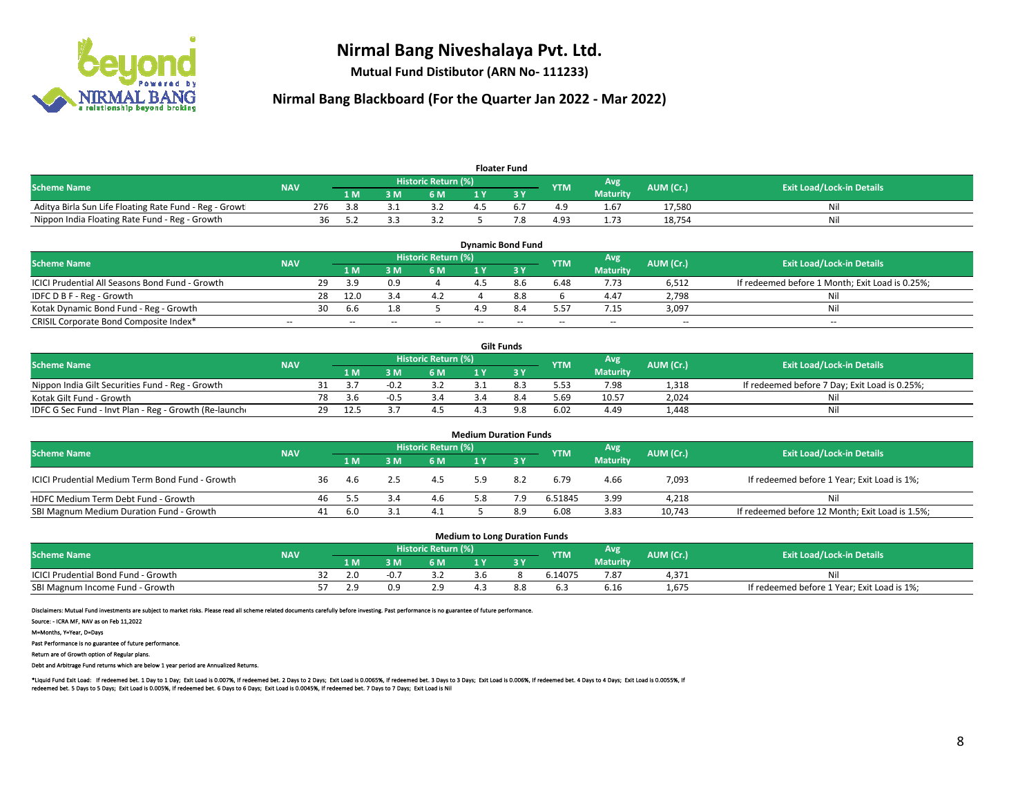# Nirmal Bang Niveshalaya Pvt. Ltd.

**Mutual Fund Distibutor (ARN No- 111233)**

## Nirmal Bang Blackboard (For the Quarter Jan 2022 - Mar 2022)

### Floater Fund

| Scheme Name | NAV | Historic Return (%) | | | | | YTM | Avg Maturity | AUM (Cr.) | Exit Load/Lock-in Details |
|---|---|---|---|---|---|---|---|---|---|---|
| | | 1 M | 3 M | 6 M | 1 Y | 3 Y | | | | |
| Aditya Birla Sun Life Floating Rate Fund - Reg - Growt | 276 | 3.8 | 3.1 | 3.2 | 4.5 | 6.7 | 4.9 | 1.67 | 17,580 | Nil |
| Nippon India Floating Rate Fund - Reg - Growth | 36 | 5.2 | 3.3 | 3.2 | 5 | 7.8 | 4.93 | 1.73 | 18,754 | Nil |

### Dynamic Bond Fund

| Scheme Name | NAV | Historic Return (%) | | | | | YTM | Avg Maturity | AUM (Cr.) | Exit Load/Lock-in Details |
|---|---|---|---|---|---|---|---|---|---|---|
| | | 1 M | 3 M | 6 M | 1 Y | 3 Y | | | | |
| ICICI Prudential All Seasons Bond Fund - Growth | 29 | 3.9 | 0.9 | 4 | 4.5 | 8.6 | 6.48 | 7.73 | 6,512 | If redeemed before 1 Month; Exit Load is 0.25%; |
| IDFC D B F - Reg - Growth | 28 | 12.0 | 3.4 | 4.2 | 4 | 8.8 | 6 | 4.47 | 2,798 | Nil |
| Kotak Dynamic Bond Fund - Reg - Growth | 30 | 6.6 | 1.8 | 5 | 4.9 | 8.4 | 5.57 | 7.15 | 3,097 | Nil |
| CRISIL Corporate Bond Composite Index* | -- | -- | -- | -- | -- | -- | -- | -- | -- | -- |

### Gilt Funds

| Scheme Name | NAV | Historic Return (%) | | | | | YTM | Avg Maturity | AUM (Cr.) | Exit Load/Lock-in Details |
|---|---|---|---|---|---|---|---|---|---|---|
| | | 1 M | 3 M | 6 M | 1 Y | 3 Y | | | | |
| Nippon India Gilt Securities Fund - Reg - Growth | 31 | 3.7 | -0.2 | 3.2 | 3.1 | 8.3 | 5.53 | 7.98 | 1,318 | If redeemed before 7 Day; Exit Load is 0.25%; |
| Kotak Gilt Fund - Growth | 78 | 3.6 | -0.5 | 3.4 | 3.4 | 8.4 | 5.69 | 10.57 | 2,024 | Nil |
| IDFC G Sec Fund - Invt Plan - Reg - Growth (Re-launch | 29 | 12.5 | 3.7 | 4.5 | 4.3 | 9.8 | 6.02 | 4.49 | 1,448 | Nil |

### Medium Duration Funds

| Scheme Name | NAV | Historic Return (%) | | | | | YTM | Avg Maturity | AUM (Cr.) | Exit Load/Lock-in Details |
|---|---|---|---|---|---|---|---|---|---|---|
| | | 1 M | 3 M | 6 M | 1 Y | 3 Y | | | | |
| ICICI Prudential Medium Term Bond Fund - Growth | 36 | 4.6 | 2.5 | 4.5 | 5.9 | 8.2 | 6.79 | 4.66 | 7,093 | If redeemed before 1 Year; Exit Load is 1%; |
| HDFC Medium Term Debt Fund - Growth | 46 | 5.5 | 3.4 | 4.6 | 5.8 | 7.9 | 6.51845 | 3.99 | 4,218 | Nil |
| SBI Magnum Medium Duration Fund - Growth | 41 | 6.0 | 3.1 | 4.1 | 5 | 8.9 | 6.08 | 3.83 | 10,743 | If redeemed before 12 Month; Exit Load is 1.5%; |

### Medium to Long Duration Funds

| Scheme Name | NAV | Historic Return (%) | | | | | YTM | Avg Maturity | AUM (Cr.) | Exit Load/Lock-in Details |
|---|---|---|---|---|---|---|---|---|---|---|
| | | 1 M | 3 M | 6 M | 1 Y | 3 Y | | | | |
| ICICI Prudential Bond Fund - Growth | 32 | 2.0 | -0.7 | 3.2 | 3.6 | 8 | 6.14075 | 7.87 | 4,371 | Nil |
| SBI Magnum Income Fund - Growth | 57 | 2.9 | 0.9 | 2.9 | 4.3 | 8.8 | 6.3 | 6.16 | 1,675 | If redeemed before 1 Year; Exit Load is 1%; |

Disclaimers: Mutual Fund investments are subject to market risks. Please read all scheme related documents carefully before investing. Past performance is no guarantee of future performance.

Source: - ICRA MF, NAV as on Feb 11,2022

M=Months, Y=Year, D=Days

Past Performance is no guarantee of future performance.

Return are of Growth option of Regular plans.

Debt and Arbitrage Fund returns which are below 1 year period are Annualized Returns.

*Liquid Fund Exit Load: If redeemed bet. 1 Day to 1 Day; Exit Load is 0.007%, If redeemed bet. 2 Days to 2 Days; Exit Load is 0.0065%, If redeemed bet. 3 Days to 3 Days; Exit Load is 0.006%, If redeemed bet. 4 Days to 4 Days; Exit Load is 0.0055%, If redeemed bet. 5 Days to 5 Days; Exit Load is 0.005%, If redeemed bet. 6 Days to 6 Days; Exit Load is 0.0045%, If redeemed bet. 7 Days to 7 Days; Exit Load is Nil